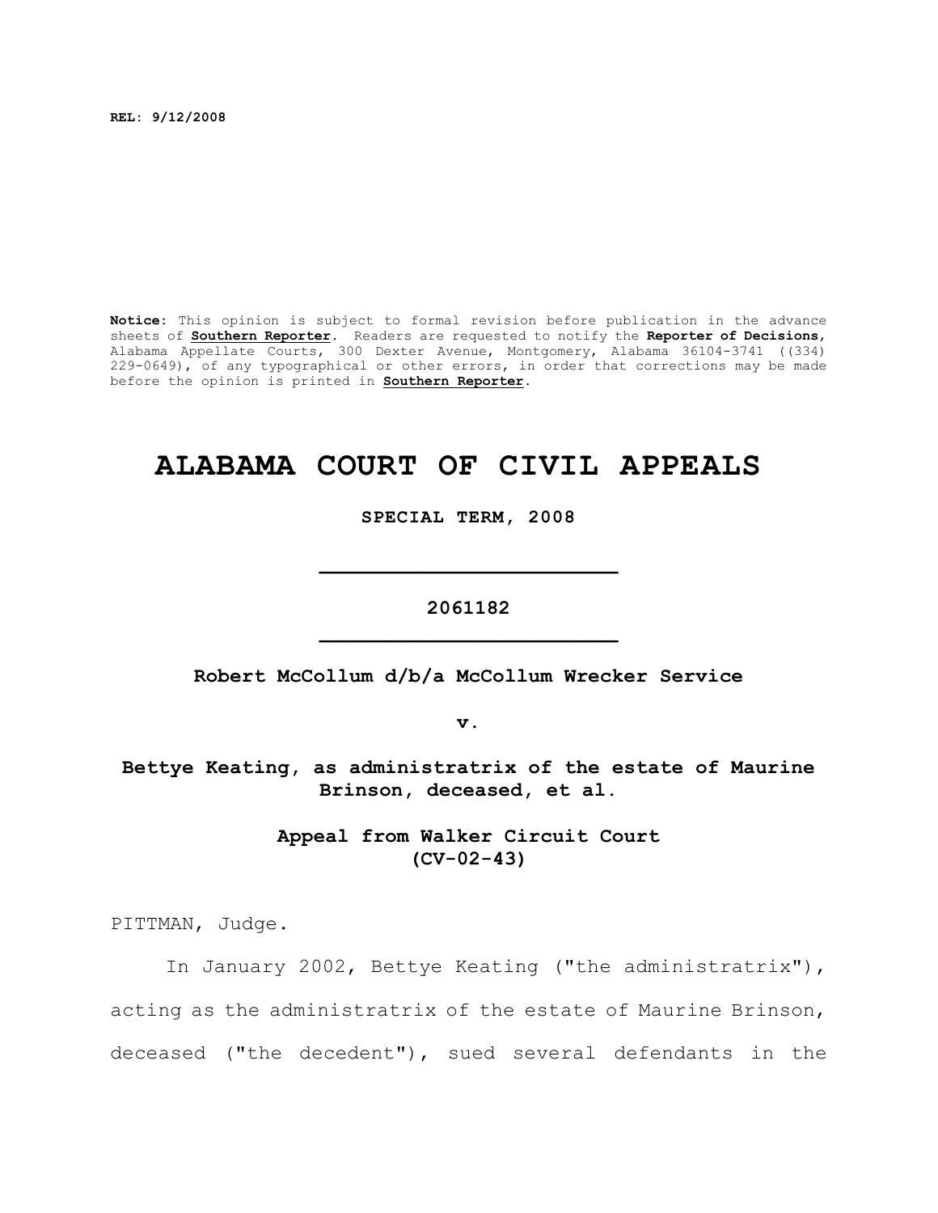**REL: 9/12/2008**

**Notice:** This opinion is subject to formal revision before publication in the advance sheets of **Southern Reporter**. Readers are requested to notify the **Reporter of Decisions**, Alabama Appellate Courts, 300 Dexter Avenue, Montgomery, Alabama 36104-3741 ((334) 229-0649), of any typographical or other errors, in order that corrections may be made before the opinion is printed in **Southern Reporter**.

# ALABAMA COURT OF CIVIL APPEALS

**SPECIAL TERM, 2008**

---

**2061182**

---

**Robert McCollum d/b/a McCollum Wrecker Service**

**v.**

**Bettye Keating, as administratrix of the estate of Maurine Brinson, deceased, et al.**

**Appeal from Walker Circuit Court (CV-02-43)**

PITTMAN, Judge.

In January 2002, Bettye Keating ("the administratrix"), acting as the administratrix of the estate of Maurine Brinson, deceased ("the decedent"), sued several defendants in the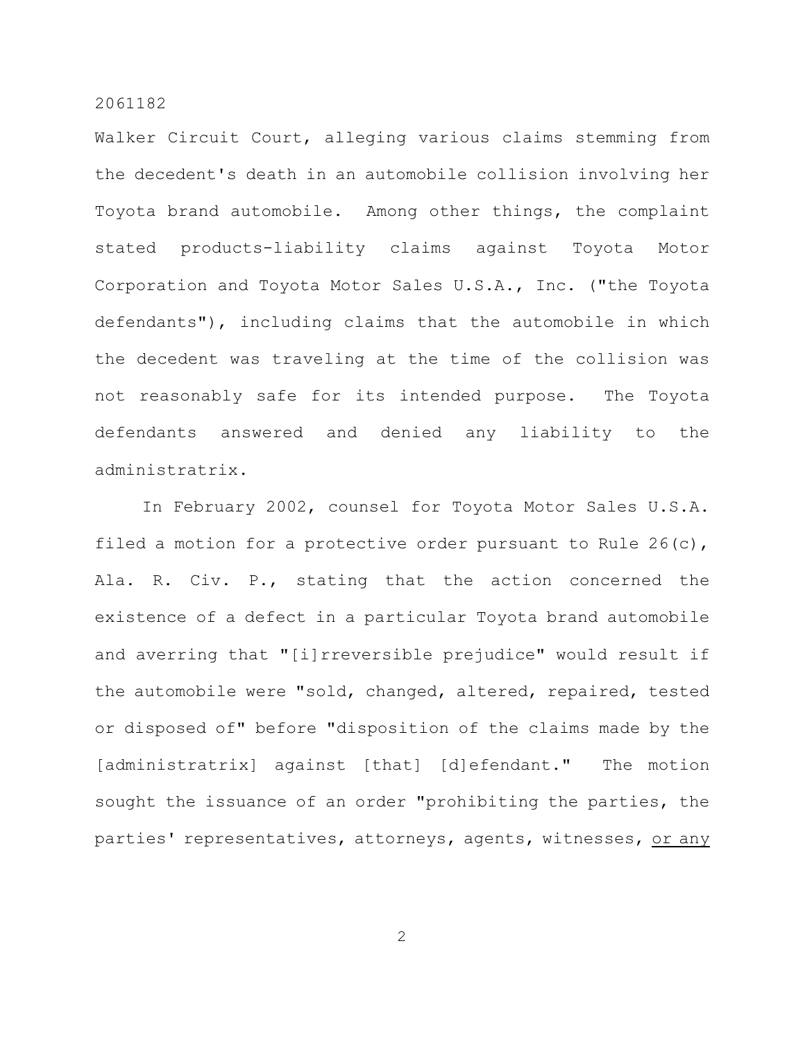Walker Circuit Court, alleging various claims stemming from the decedent's death in an automobile collision involving her Toyota brand automobile. Among other things, the complaint stated products-liability claims against Toyota Motor Corporation and Toyota Motor Sales U.S.A., Inc. ("the Toyota defendants"), including claims that the automobile in which the decedent was traveling at the time of the collision was not reasonably safe for its intended purpose. The Toyota defendants answered and denied any liability to the administratrix.

In February 2002, counsel for Toyota Motor Sales U.S.A. filed a motion for a protective order pursuant to Rule 26(c), Ala. R. Civ. P., stating that the action concerned the existence of a defect in a particular Toyota brand automobile and averring that "[i]rreversible prejudice" would result if the automobile were "sold, changed, altered, repaired, tested or disposed of" before "disposition of the claims made by the [administratrix] against [that] [d]efendant." The motion sought the issuance of an order "prohibiting the parties, the parties' representatives, attorneys, agents, witnesses, <u>or any</u>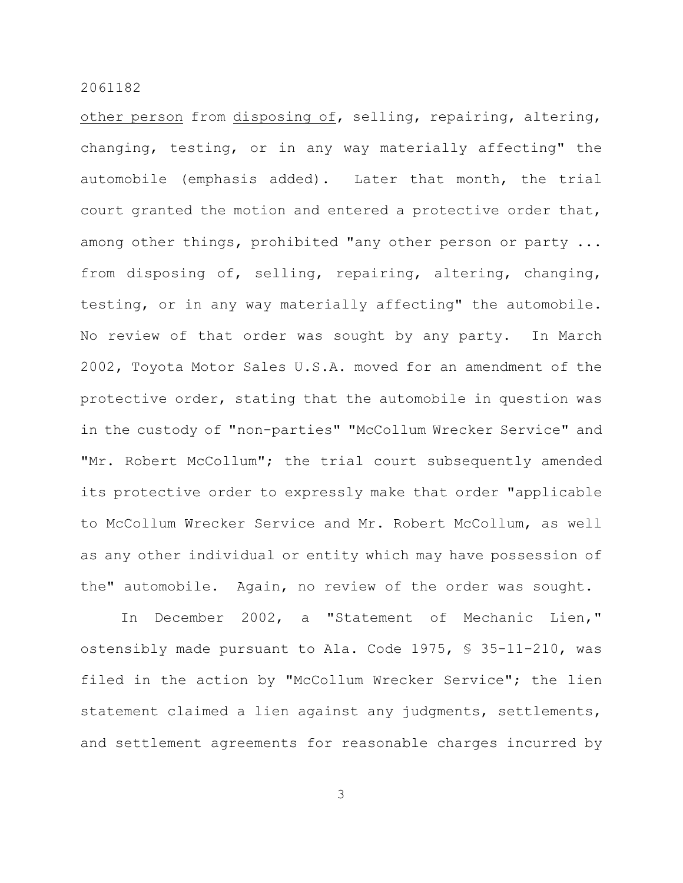other person from disposing of, selling, repairing, altering, changing, testing, or in any way materially affecting" the automobile (emphasis added). Later that month, the trial court granted the motion and entered a protective order that, among other things, prohibited "any other person or party ... from disposing of, selling, repairing, altering, changing, testing, or in any way materially affecting" the automobile. No review of that order was sought by any party. In March 2002, Toyota Motor Sales U.S.A. moved for an amendment of the protective order, stating that the automobile in question was in the custody of "non-parties" "McCollum Wrecker Service" and "Mr. Robert McCollum"; the trial court subsequently amended its protective order to expressly make that order "applicable to McCollum Wrecker Service and Mr. Robert McCollum, as well as any other individual or entity which may have possession of the" automobile. Again, no review of the order was sought.

In December 2002, a "Statement of Mechanic Lien," ostensibly made pursuant to Ala. Code 1975, § 35-11-210, was filed in the action by "McCollum Wrecker Service"; the lien statement claimed a lien against any judgments, settlements, and settlement agreements for reasonable charges incurred by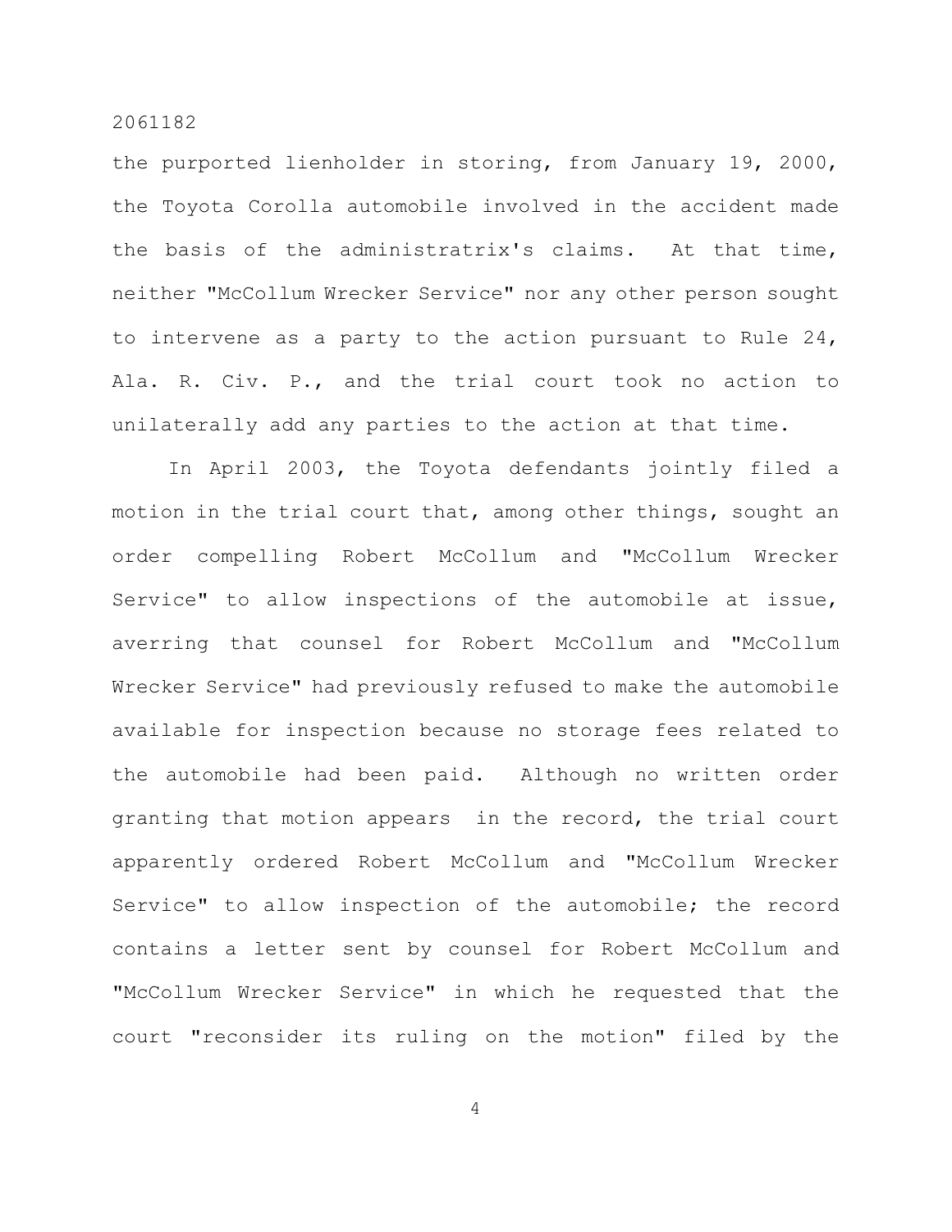the purported lienholder in storing, from January 19, 2000, the Toyota Corolla automobile involved in the accident made the basis of the administratrix's claims. At that time, neither "McCollum Wrecker Service" nor any other person sought to intervene as a party to the action pursuant to Rule 24, Ala. R. Civ. P., and the trial court took no action to unilaterally add any parties to the action at that time.

In April 2003, the Toyota defendants jointly filed a motion in the trial court that, among other things, sought an order compelling Robert McCollum and "McCollum Wrecker Service" to allow inspections of the automobile at issue, averring that counsel for Robert McCollum and "McCollum Wrecker Service" had previously refused to make the automobile available for inspection because no storage fees related to the automobile had been paid. Although no written order granting that motion appears in the record, the trial court apparently ordered Robert McCollum and "McCollum Wrecker Service" to allow inspection of the automobile; the record contains a letter sent by counsel for Robert McCollum and "McCollum Wrecker Service" in which he requested that the court "reconsider its ruling on the motion" filed by the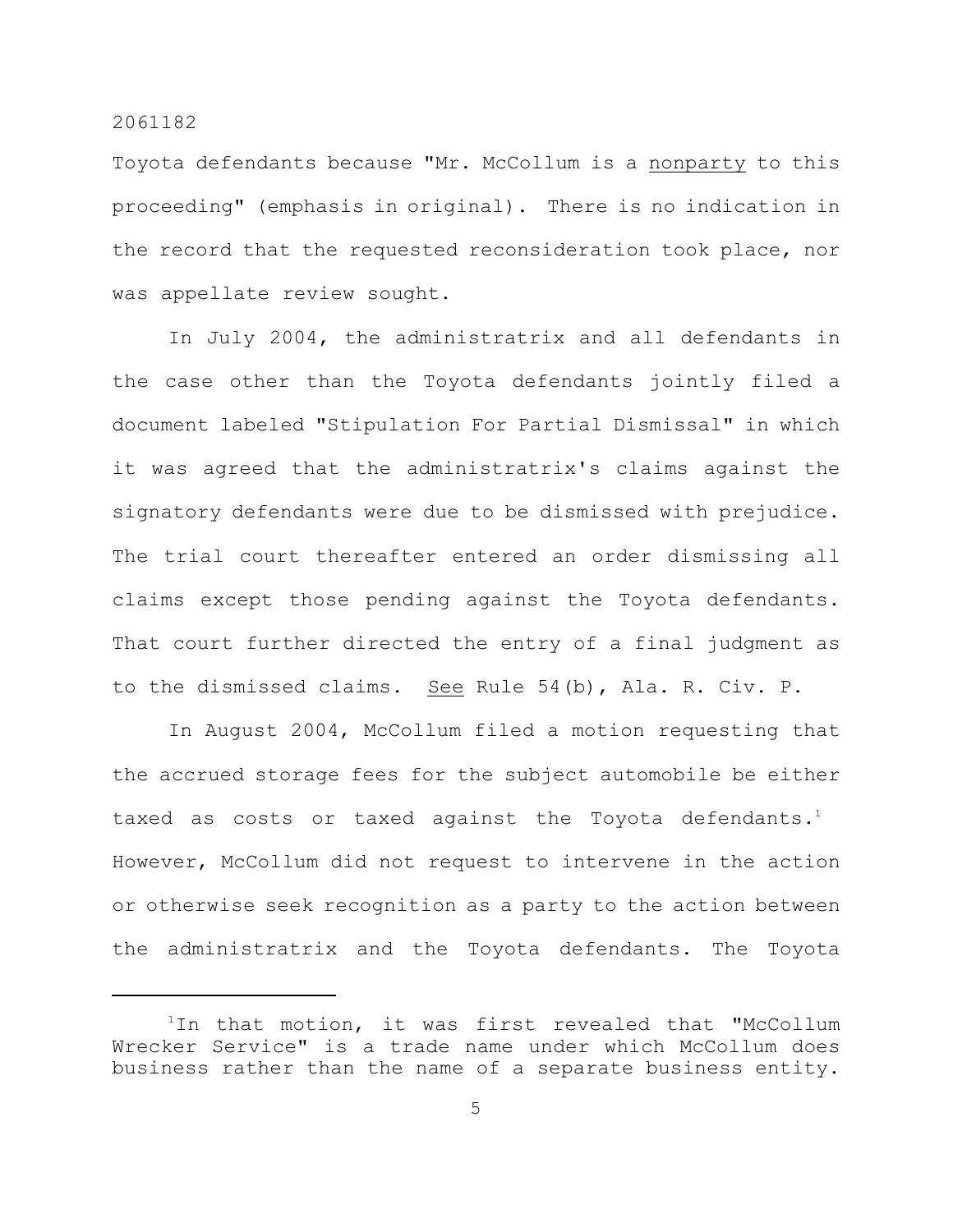Toyota defendants because "Mr. McCollum is a <u>nonparty</u> to this proceeding" (emphasis in original). There is no indication in the record that the requested reconsideration took place, nor was appellate review sought.

In July 2004, the administratrix and all defendants in the case other than the Toyota defendants jointly filed a document labeled "Stipulation For Partial Dismissal" in which it was agreed that the administratrix's claims against the signatory defendants were due to be dismissed with prejudice. The trial court thereafter entered an order dismissing all claims except those pending against the Toyota defendants. That court further directed the entry of a final judgment as to the dismissed claims. <u>See</u> Rule 54(b), Ala. R. Civ. P.

In August 2004, McCollum filed a motion requesting that the accrued storage fees for the subject automobile be either taxed as costs or taxed against the Toyota defendants.[1] However, McCollum did not request to intervene in the action or otherwise seek recognition as a party to the action between the administratrix and the Toyota defendants. The Toyota

---

[1] In that motion, it was first revealed that "McCollum Wrecker Service" is a trade name under which McCollum does business rather than the name of a separate business entity.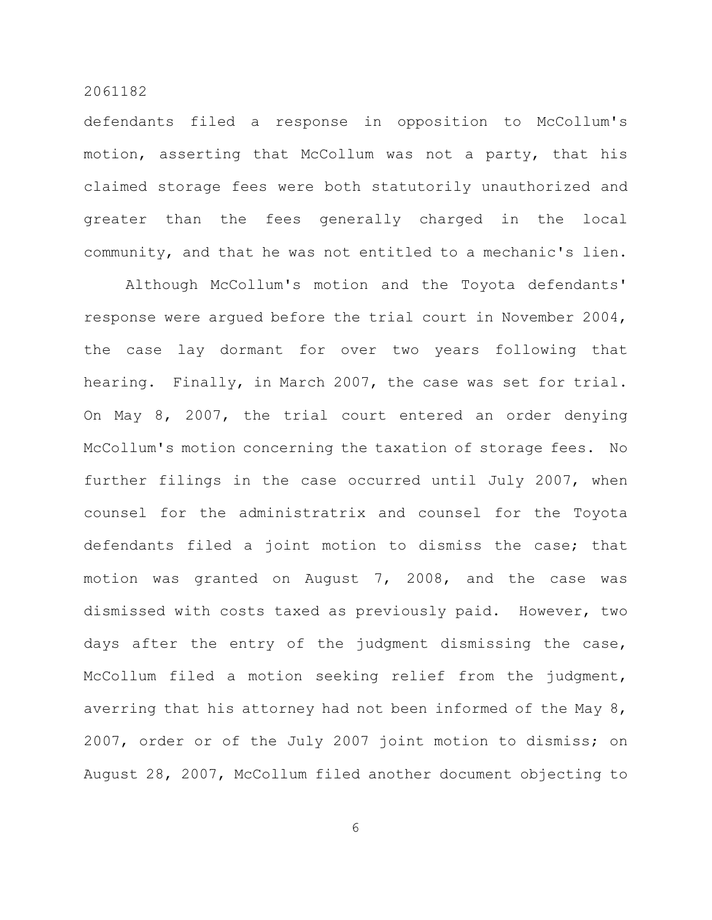defendants filed a response in opposition to McCollum's motion, asserting that McCollum was not a party, that his claimed storage fees were both statutorily unauthorized and greater than the fees generally charged in the local community, and that he was not entitled to a mechanic's lien.

Although McCollum's motion and the Toyota defendants' response were argued before the trial court in November 2004, the case lay dormant for over two years following that hearing. Finally, in March 2007, the case was set for trial. On May 8, 2007, the trial court entered an order denying McCollum's motion concerning the taxation of storage fees. No further filings in the case occurred until July 2007, when counsel for the administratrix and counsel for the Toyota defendants filed a joint motion to dismiss the case; that motion was granted on August 7, 2008, and the case was dismissed with costs taxed as previously paid. However, two days after the entry of the judgment dismissing the case, McCollum filed a motion seeking relief from the judgment, averring that his attorney had not been informed of the May 8, 2007, order or of the July 2007 joint motion to dismiss; on August 28, 2007, McCollum filed another document objecting to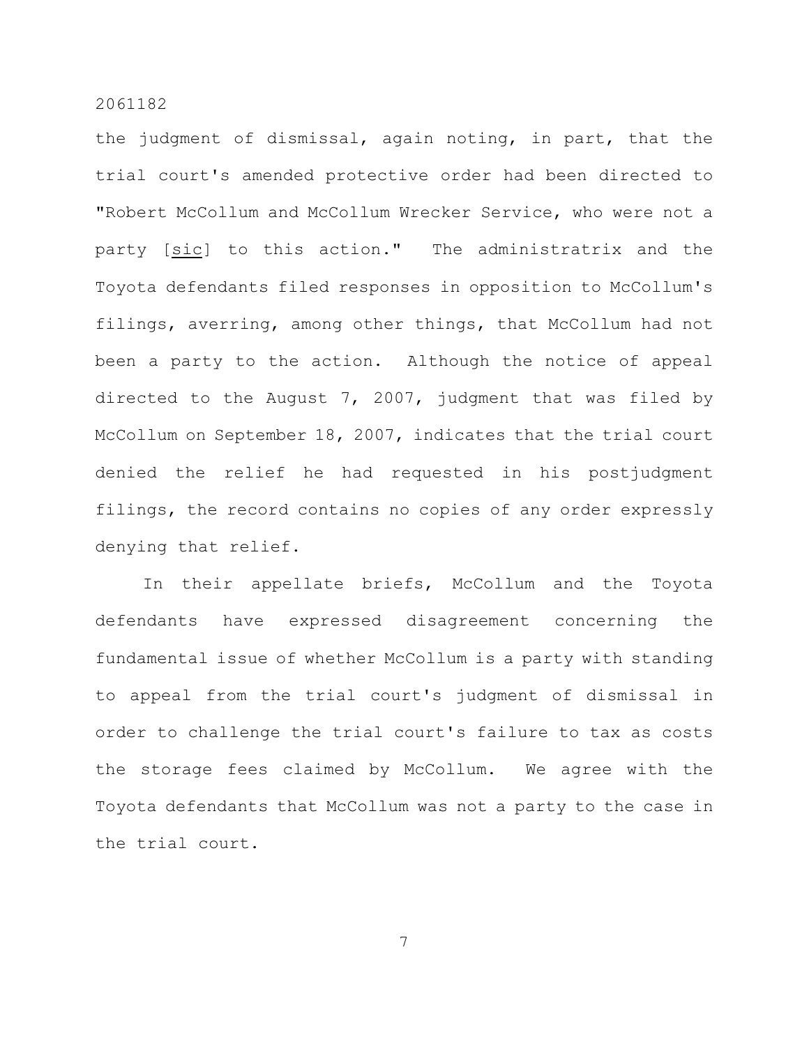the judgment of dismissal, again noting, in part, that the trial court's amended protective order had been directed to "Robert McCollum and McCollum Wrecker Service, who were not a party [sic] to this action." The administratrix and the Toyota defendants filed responses in opposition to McCollum's filings, averring, among other things, that McCollum had not been a party to the action. Although the notice of appeal directed to the August 7, 2007, judgment that was filed by McCollum on September 18, 2007, indicates that the trial court denied the relief he had requested in his postjudgment filings, the record contains no copies of any order expressly denying that relief.

In their appellate briefs, McCollum and the Toyota defendants have expressed disagreement concerning the fundamental issue of whether McCollum is a party with standing to appeal from the trial court's judgment of dismissal in order to challenge the trial court's failure to tax as costs the storage fees claimed by McCollum. We agree with the Toyota defendants that McCollum was not a party to the case in the trial court.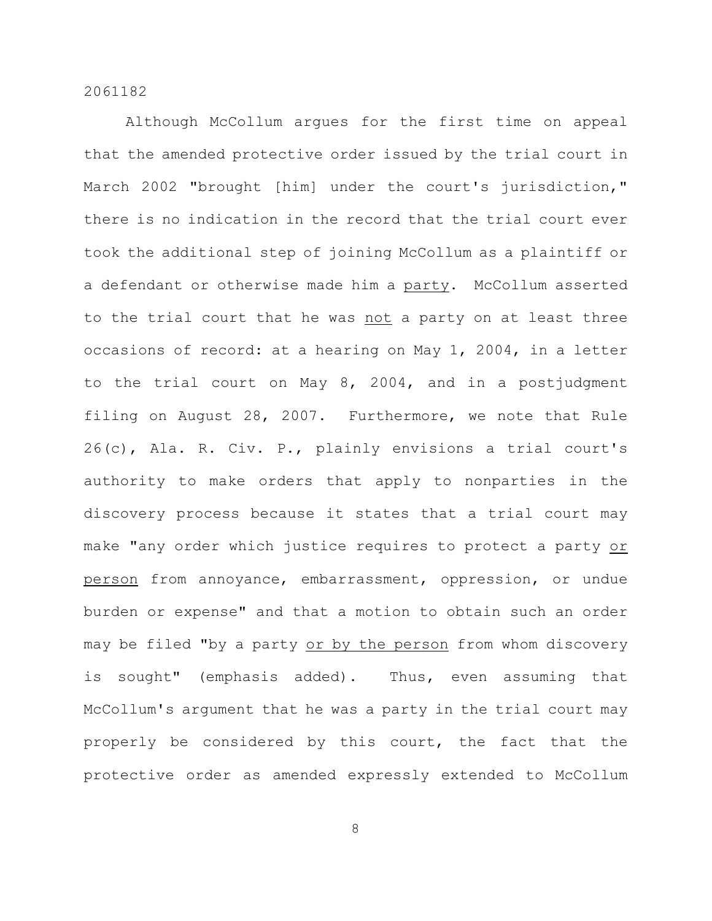Although McCollum argues for the first time on appeal that the amended protective order issued by the trial court in March 2002 "brought [him] under the court's jurisdiction," there is no indication in the record that the trial court ever took the additional step of joining McCollum as a plaintiff or a defendant or otherwise made him a <u>party</u>. McCollum asserted to the trial court that he was <u>not</u> a party on at least three occasions of record: at a hearing on May 1, 2004, in a letter to the trial court on May 8, 2004, and in a postjudgment filing on August 28, 2007. Furthermore, we note that Rule 26(c), Ala. R. Civ. P., plainly envisions a trial court's authority to make orders that apply to nonparties in the discovery process because it states that a trial court may make "any order which justice requires to protect a party <u>or person</u> from annoyance, embarrassment, oppression, or undue burden or expense" and that a motion to obtain such an order may be filed "by a party <u>or by the person</u> from whom discovery is sought" (emphasis added). Thus, even assuming that McCollum's argument that he was a party in the trial court may properly be considered by this court, the fact that the protective order as amended expressly extended to McCollum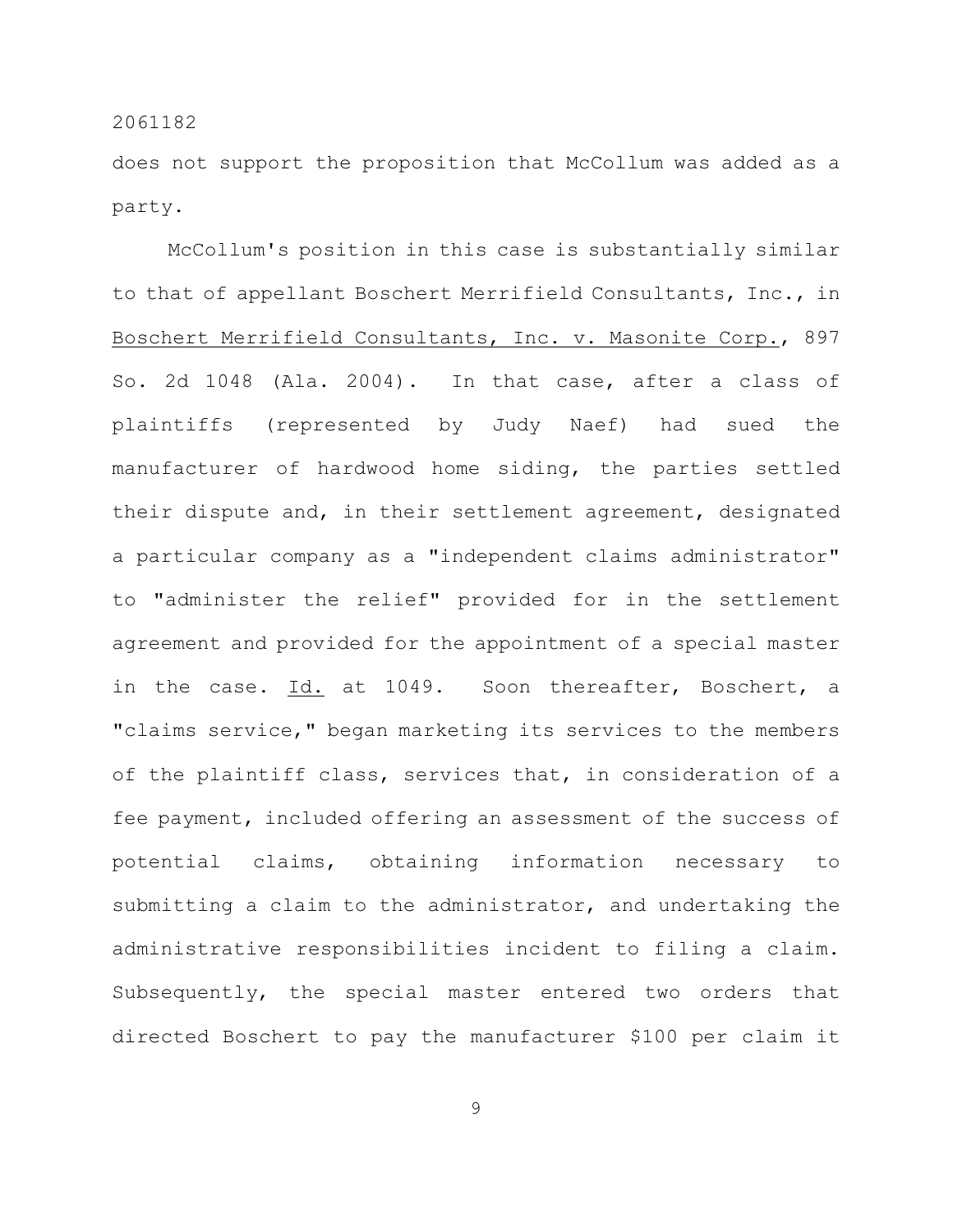does not support the proposition that McCollum was added as a party.

McCollum's position in this case is substantially similar to that of appellant Boschert Merrifield Consultants, Inc., in Boschert Merrifield Consultants, Inc. v. Masonite Corp., 897 So. 2d 1048 (Ala. 2004). In that case, after a class of plaintiffs (represented by Judy Naef) had sued the manufacturer of hardwood home siding, the parties settled their dispute and, in their settlement agreement, designated a particular company as a "independent claims administrator" to "administer the relief" provided for in the settlement agreement and provided for the appointment of a special master in the case. Id. at 1049. Soon thereafter, Boschert, a "claims service," began marketing its services to the members of the plaintiff class, services that, in consideration of a fee payment, included offering an assessment of the success of potential claims, obtaining information necessary to submitting a claim to the administrator, and undertaking the administrative responsibilities incident to filing a claim. Subsequently, the special master entered two orders that directed Boschert to pay the manufacturer $100 per claim it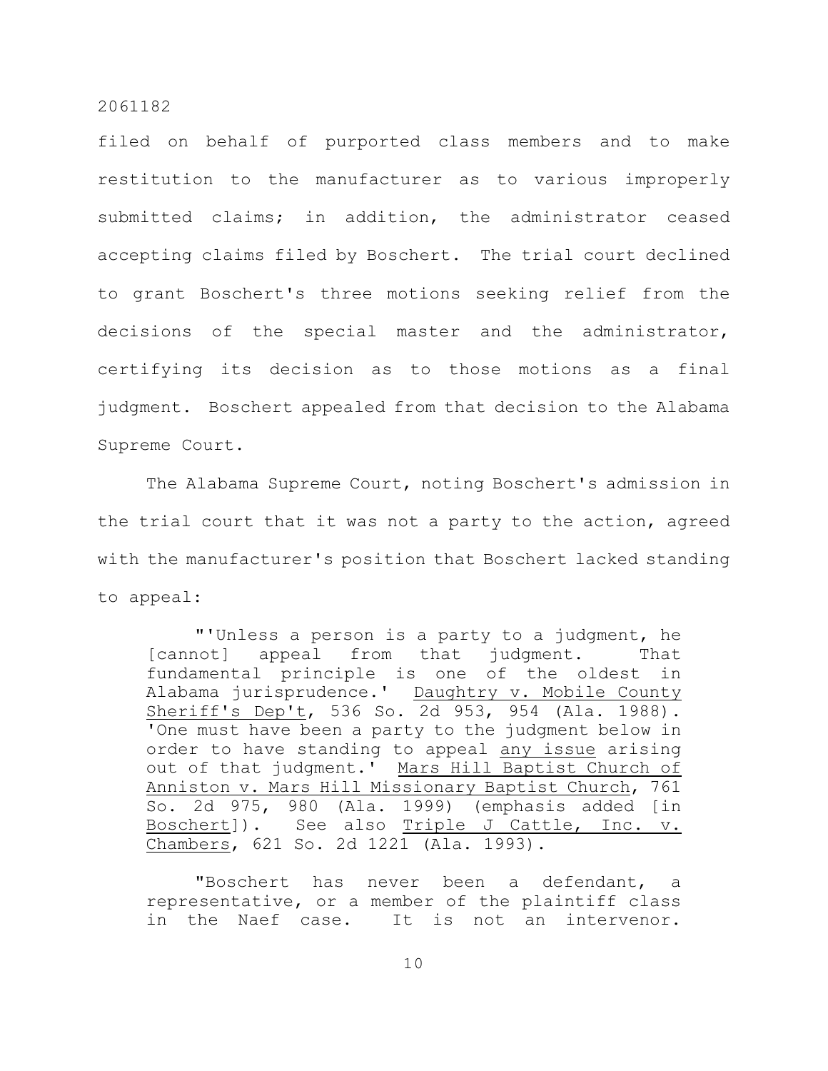filed on behalf of purported class members and to make restitution to the manufacturer as to various improperly submitted claims; in addition, the administrator ceased accepting claims filed by Boschert. The trial court declined to grant Boschert's three motions seeking relief from the decisions of the special master and the administrator, certifying its decision as to those motions as a final judgment. Boschert appealed from that decision to the Alabama Supreme Court.

The Alabama Supreme Court, noting Boschert's admission in the trial court that it was not a party to the action, agreed with the manufacturer's position that Boschert lacked standing to appeal:

> "'Unless a person is a party to a judgment, he [cannot] appeal from that judgment. That fundamental principle is one of the oldest in Alabama jurisprudence.' Daughtry v. Mobile County Sheriff's Dep't, 536 So. 2d 953, 954 (Ala. 1988). 'One must have been a party to the judgment below in order to have standing to appeal any issue arising out of that judgment.' Mars Hill Baptist Church of Anniston v. Mars Hill Missionary Baptist Church, 761 So. 2d 975, 980 (Ala. 1999) (emphasis added [in Boschert]). See also Triple J Cattle, Inc. v. Chambers, 621 So. 2d 1221 (Ala. 1993).
>
> "Boschert has never been a defendant, a representative, or a member of the plaintiff class in the Naef case. It is not an intervenor.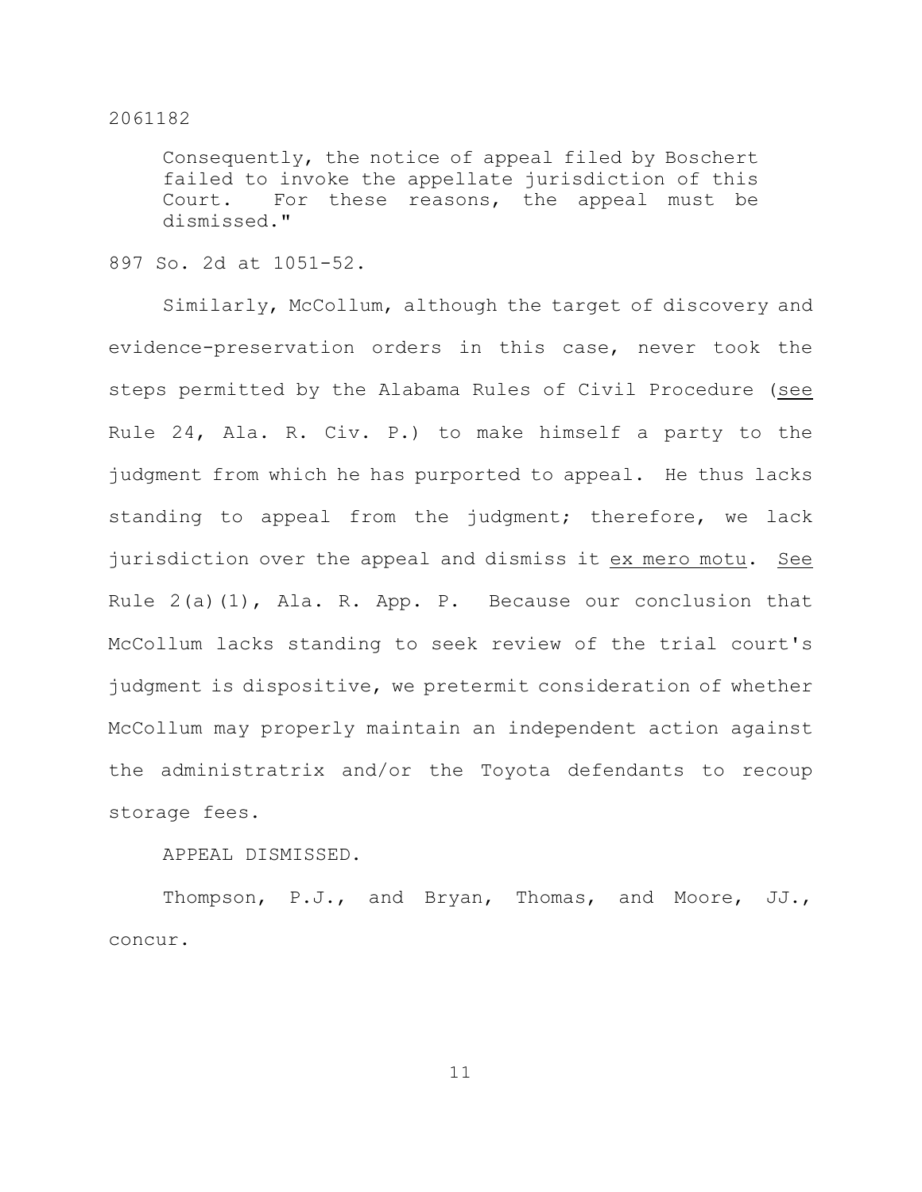Consequently, the notice of appeal filed by Boschert failed to invoke the appellate jurisdiction of this Court. For these reasons, the appeal must be dismissed."

897 So. 2d at 1051-52.

Similarly, McCollum, although the target of discovery and evidence-preservation orders in this case, never took the steps permitted by the Alabama Rules of Civil Procedure (see Rule 24, Ala. R. Civ. P.) to make himself a party to the judgment from which he has purported to appeal. He thus lacks standing to appeal from the judgment; therefore, we lack jurisdiction over the appeal and dismiss it ex mero motu. See Rule 2(a)(1), Ala. R. App. P. Because our conclusion that McCollum lacks standing to seek review of the trial court's judgment is dispositive, we pretermit consideration of whether McCollum may properly maintain an independent action against the administratrix and/or the Toyota defendants to recoup storage fees.

APPEAL DISMISSED.

Thompson, P.J., and Bryan, Thomas, and Moore, JJ., concur.